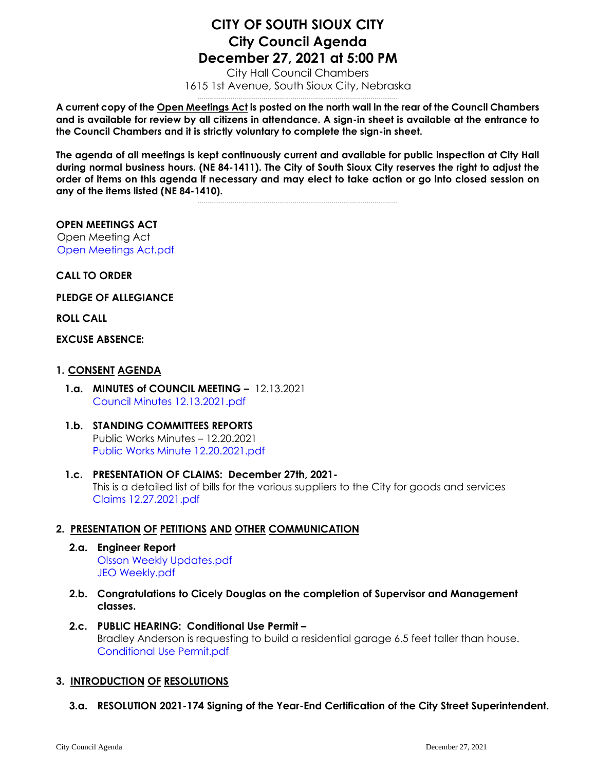# CITY OF SOUTH SIOUX CITY
# City Council Agenda
# December 27, 2021 at 5:00 PM

City Hall Council Chambers
1615 1st Avenue, South Sioux City, Nebraska

---

**A current copy of the Open Meetings Act is posted on the north wall in the rear of the Council Chambers and is available for review by all citizens in attendance. A sign-in sheet is available at the entrance to the Council Chambers and it is strictly voluntary to complete the sign-in sheet.**

**The agenda of all meetings is kept continuously current and available for public inspection at City Hall during normal business hours. (NE 84-1411). The City of South Sioux City reserves the right to adjust the order of items on this agenda if necessary and may elect to take action or go into closed session on any of the items listed (NE 84-1410).**

---

**OPEN MEETINGS ACT**
Open Meeting Act
Open Meetings Act.pdf

**CALL TO ORDER**

**PLEDGE OF ALLEGIANCE**

**ROLL CALL**

**EXCUSE ABSENCE:**

**1. CONSENT AGENDA**

**1.a. MINUTES of COUNCIL MEETING –** 12.13.2021
Council Minutes 12.13.2021.pdf

**1.b. STANDING COMMITTEES REPORTS**
Public Works Minutes – 12.20.2021
Public Works Minute 12.20.2021.pdf

**1.c. PRESENTATION OF CLAIMS: December 27th, 2021-**
This is a detailed list of bills for the various suppliers to the City for goods and services
Claims 12.27.2021.pdf

**2. PRESENTATION OF PETITIONS AND OTHER COMMUNICATION**

**2.a. Engineer Report**
Olsson Weekly Updates.pdf
JEO Weekly.pdf

**2.b. Congratulations to Cicely Douglas on the completion of Supervisor and Management classes.**

**2.c. PUBLIC HEARING: Conditional Use Permit –**
Bradley Anderson is requesting to build a residential garage 6.5 feet taller than house.
Conditional Use Permit.pdf

**3. INTRODUCTION OF RESOLUTIONS**

**3.a. RESOLUTION 2021-174 Signing of the Year-End Certification of the City Street Superintendent.**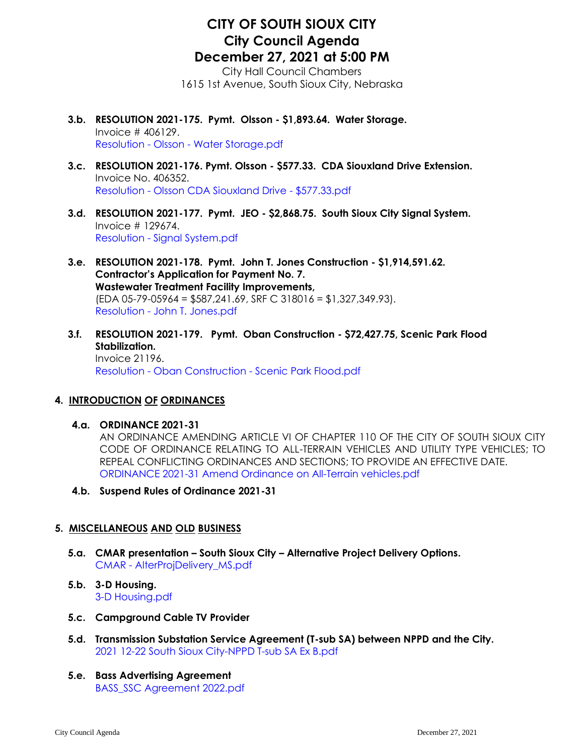# CITY OF SOUTH SIOUX CITY
# City Council Agenda
# December 27, 2021 at 5:00 PM

City Hall Council Chambers
1615 1st Avenue, South Sioux City, Nebraska

**3.b. RESOLUTION 2021-175. Pymt. Olsson - $1,893.64. Water Storage.**
Invoice # 406129.
Resolution - Olsson - Water Storage.pdf

**3.c. RESOLUTION 2021-176. Pymt. Olsson - $577.33. CDA Siouxland Drive Extension.**
Invoice No. 406352.
Resolution - Olsson CDA Siouxland Drive - $577.33.pdf

**3.d. RESOLUTION 2021-177. Pymt. JEO - $2,868.75. South Sioux City Signal System.**
Invoice # 129674.
Resolution - Signal System.pdf

**3.e. RESOLUTION 2021-178. Pymt. John T. Jones Construction - $1,914,591.62. Contractor's Application for Payment No. 7. Wastewater Treatment Facility Improvements,**
(EDA 05-79-05964 = $587,241.69, SRF C 318016 = $1,327,349.93).
Resolution - John T. Jones.pdf

**3.f. RESOLUTION 2021-179. Pymt. Oban Construction - $72,427.75, Scenic Park Flood Stabilization.**
Invoice 21196.
Resolution - Oban Construction - Scenic Park Flood.pdf

## 4. INTRODUCTION OF ORDINANCES

**4.a. ORDINANCE 2021-31**
AN ORDINANCE AMENDING ARTICLE VI OF CHAPTER 110 OF THE CITY OF SOUTH SIOUX CITY CODE OF ORDINANCE RELATING TO ALL-TERRAIN VEHICLES AND UTILITY TYPE VEHICLES; TO REPEAL CONFLICTING ORDINANCES AND SECTIONS; TO PROVIDE AN EFFECTIVE DATE.
ORDINANCE 2021-31 Amend Ordinance on All-Terrain vehicles.pdf

**4.b. Suspend Rules of Ordinance 2021-31**

## 5. MISCELLANEOUS AND OLD BUSINESS

**5.a. CMAR presentation – South Sioux City – Alternative Project Delivery Options.**
CMAR - AlterProjDelivery_MS.pdf

**5.b. 3-D Housing.**
3-D Housing.pdf

**5.c. Campground Cable TV Provider**

**5.d. Transmission Substation Service Agreement (T-sub SA) between NPPD and the City.**
2021 12-22 South Sioux City-NPPD T-sub SA Ex B.pdf

**5.e. Bass Advertising Agreement**
BASS_SSC Agreement 2022.pdf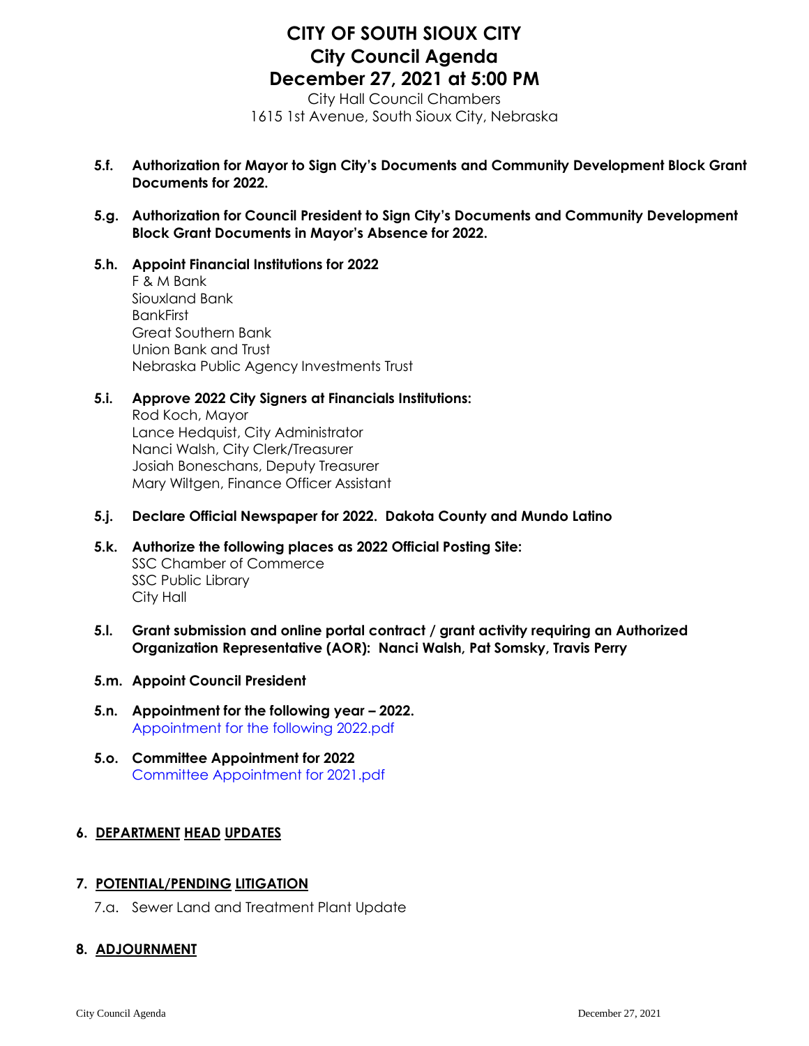# CITY OF SOUTH SIOUX CITY
# City Council Agenda
# December 27, 2021 at 5:00 PM

City Hall Council Chambers
1615 1st Avenue, South Sioux City, Nebraska

**5.f. Authorization for Mayor to Sign City's Documents and Community Development Block Grant Documents for 2022.**

**5.g. Authorization for Council President to Sign City's Documents and Community Development Block Grant Documents in Mayor's Absence for 2022.**

**5.h. Appoint Financial Institutions for 2022**
F & M Bank
Siouxland Bank
BankFirst
Great Southern Bank
Union Bank and Trust
Nebraska Public Agency Investments Trust

**5.i. Approve 2022 City Signers at Financials Institutions:**
Rod Koch, Mayor
Lance Hedquist, City Administrator
Nanci Walsh, City Clerk/Treasurer
Josiah Boneschans, Deputy Treasurer
Mary Wiltgen, Finance Officer Assistant

**5.j. Declare Official Newspaper for 2022. Dakota County and Mundo Latino**

**5.k. Authorize the following places as 2022 Official Posting Site:**
SSC Chamber of Commerce
SSC Public Library
City Hall

**5.l. Grant submission and online portal contract / grant activity requiring an Authorized Organization Representative (AOR): Nanci Walsh, Pat Somsky, Travis Perry**

**5.m. Appoint Council President**

**5.n. Appointment for the following year – 2022.**
Appointment for the following 2022.pdf

**5.o. Committee Appointment for 2022**
Committee Appointment for 2021.pdf

## 6. DEPARTMENT HEAD UPDATES

## 7. POTENTIAL/PENDING LITIGATION

7.a. Sewer Land and Treatment Plant Update

## 8. ADJOURNMENT